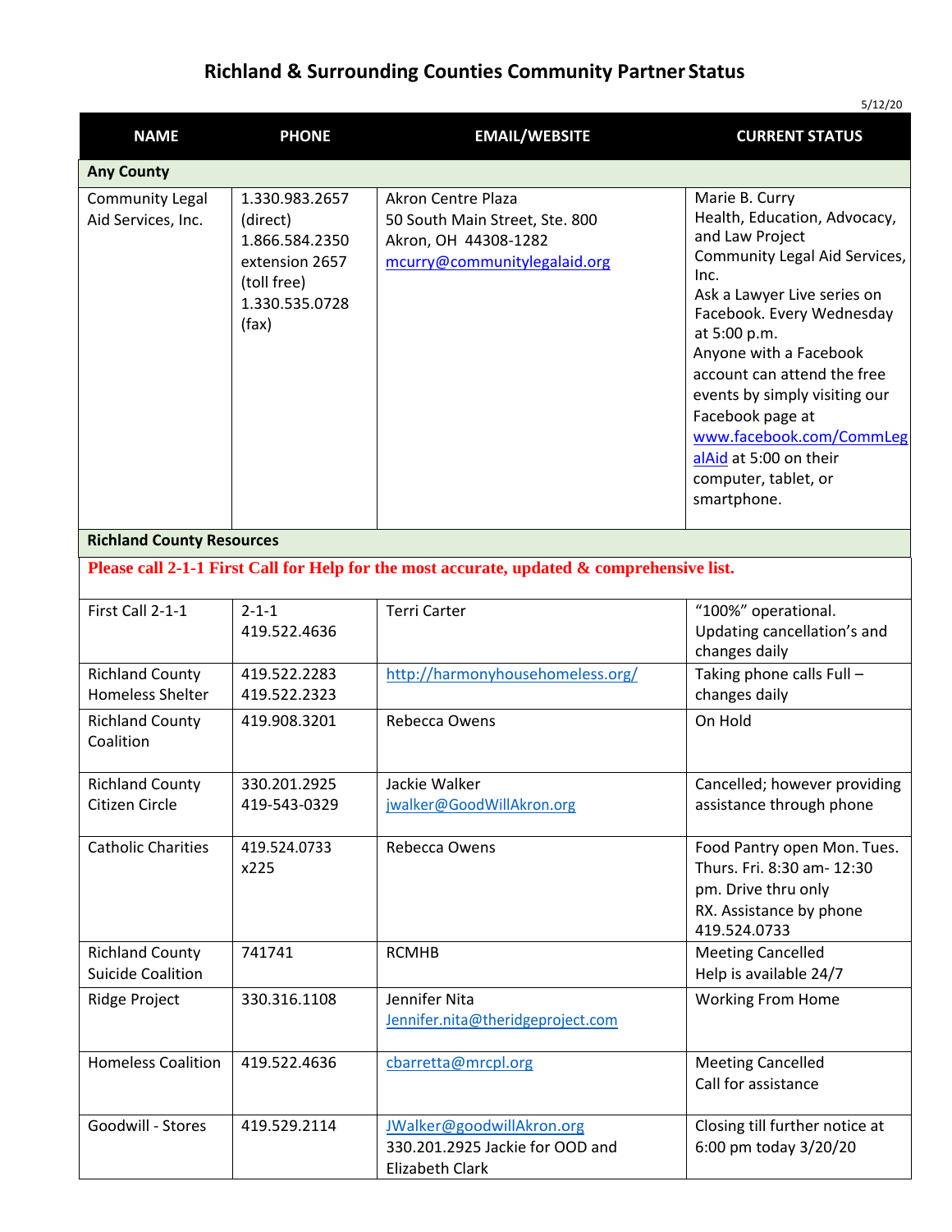# Richland & Surrounding Counties Community Partner Status

5/12/20

| NAME | PHONE | EMAIL/WEBSITE | CURRENT STATUS |
|---|---|---|---|
| **Any County** | | | |
| Community Legal Aid Services, Inc. | 1.330.983.2657 (direct) 1.866.584.2350 extension 2657 (toll free) 1.330.535.0728 (fax) | Akron Centre Plaza 50 South Main Street, Ste. 800 Akron, OH 44308-1282 mcurry@communitylegalaid.org | Marie B. Curry Health, Education, Advocacy, and Law Project Community Legal Aid Services, Inc. Ask a Lawyer Live series on Facebook. Every Wednesday at 5:00 p.m. Anyone with a Facebook account can attend the free events by simply visiting our Facebook page at www.facebook.com/CommLegalAid at 5:00 on their computer, tablet, or smartphone. |
| **Richland County Resources** | | | |
| **Please call 2-1-1 First Call for Help for the most accurate, updated & comprehensive list.** | | | |
| First Call 2-1-1 | 2-1-1 419.522.4636 | Terri Carter | "100%" operational. Updating cancellation's and changes daily |
| Richland County Homeless Shelter | 419.522.2283 419.522.2323 | http://harmonyhousehomeless.org/ | Taking phone calls Full – changes daily |
| Richland County Coalition | 419.908.3201 | Rebecca Owens | On Hold |
| Richland County Citizen Circle | 330.201.2925 419-543-0329 | Jackie Walker jwalker@GoodWillAkron.org | Cancelled; however providing assistance through phone |
| Catholic Charities | 419.524.0733 x225 | Rebecca Owens | Food Pantry open Mon. Tues. Thurs. Fri. 8:30 am- 12:30 pm. Drive thru only RX. Assistance by phone 419.524.0733 |
| Richland County Suicide Coalition | 741741 | RCMHB | Meeting Cancelled Help is available 24/7 |
| Ridge Project | 330.316.1108 | Jennifer Nita Jennifer.nita@theridgeproject.com | Working From Home |
| Homeless Coalition | 419.522.4636 | cbarretta@mrcpl.org | Meeting Cancelled Call for assistance |
| Goodwill - Stores | 419.529.2114 | JWalker@goodwillAkron.org 330.201.2925 Jackie for OOD and Elizabeth Clark | Closing till further notice at 6:00 pm today 3/20/20 |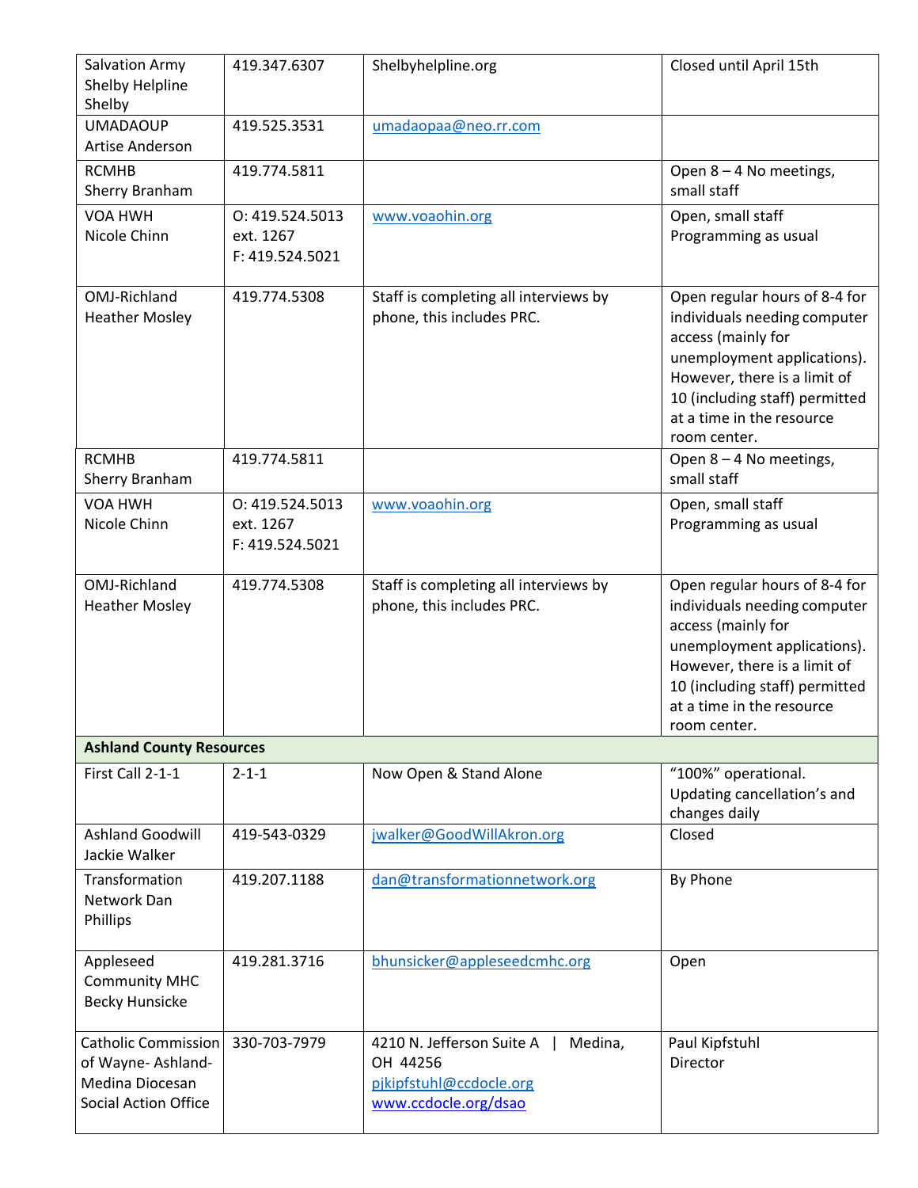| | | | |
|---|---|---|---|
| Salvation Army Shelby Helpline Shelby | 419.347.6307 | Shelbyhelpline.org | Closed until April 15th |
| UMADAOUP Artise Anderson | 419.525.3531 | umadaopaa@neo.rr.com | |
| RCMHB Sherry Branham | 419.774.5811 | | Open 8 – 4 No meetings, small staff |
| VOA HWH Nicole Chinn | O: 419.524.5013 ext. 1267 F: 419.524.5021 | www.voaohin.org | Open, small staff Programming as usual |
| OMJ-Richland Heather Mosley | 419.774.5308 | Staff is completing all interviews by phone, this includes PRC. | Open regular hours of 8-4 for individuals needing computer access (mainly for unemployment applications). However, there is a limit of 10 (including staff) permitted at a time in the resource room center. |
| RCMHB Sherry Branham | 419.774.5811 | | Open 8 – 4 No meetings, small staff |
| VOA HWH Nicole Chinn | O: 419.524.5013 ext. 1267 F: 419.524.5021 | www.voaohin.org | Open, small staff Programming as usual |
| OMJ-Richland Heather Mosley | 419.774.5308 | Staff is completing all interviews by phone, this includes PRC. | Open regular hours of 8-4 for individuals needing computer access (mainly for unemployment applications). However, there is a limit of 10 (including staff) permitted at a time in the resource room center. |
| **Ashland County Resources** | | | |
| First Call 2-1-1 | 2-1-1 | Now Open & Stand Alone | "100%" operational. Updating cancellation's and changes daily |
| Ashland Goodwill Jackie Walker | 419-543-0329 | jwalker@GoodWillAkron.org | Closed |
| Transformation Network Dan Phillips | 419.207.1188 | dan@transformationetwork.org | By Phone |
| Appleseed Community MHC Becky Hunsicke | 419.281.3716 | bhunsicker@appleseedcmhc.org | Open |
| Catholic Commission of Wayne- Ashland-Medina Diocesan Social Action Office | 330-703-7979 | 4210 N. Jefferson Suite A \| Medina, OH 44256 pjkipfstuhl@ccdocle.org www.ccdocle.org/dsao | Paul Kipfstuhl Director |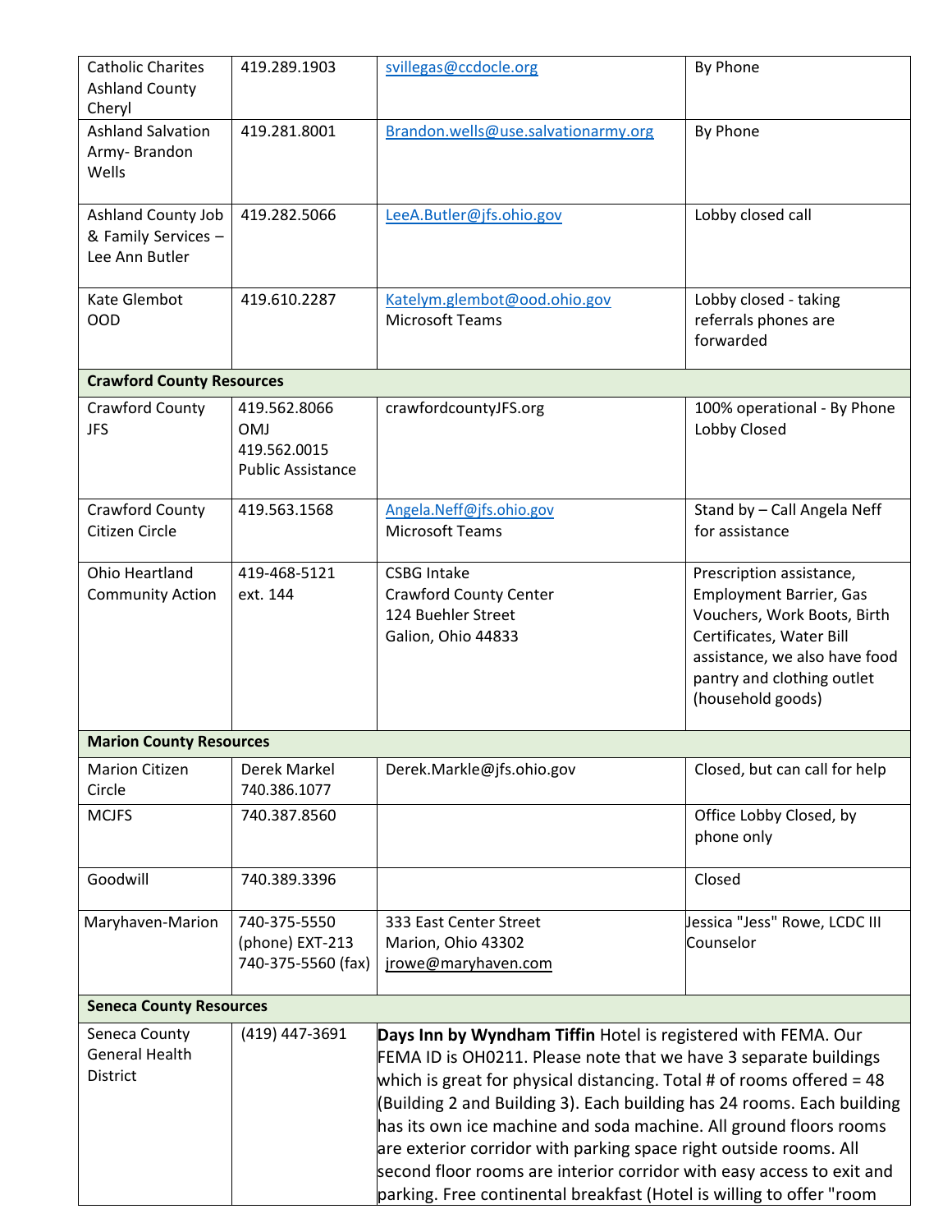| | | | |
|---|---|---|---|
| Catholic Charites Ashland County Cheryl | 419.289.1903 | svillegas@ccdocle.org | By Phone |
| Ashland Salvation Army- Brandon Wells | 419.281.8001 | Brandon.wells@use.salvationarmy.org | By Phone |
| Ashland County Job & Family Services – Lee Ann Butler | 419.282.5066 | LeeA.Butler@jfs.ohio.gov | Lobby closed call |
| Kate Glembot OOD | 419.610.2287 | Katelym.glembot@ood.ohio.gov Microsoft Teams | Lobby closed - taking referrals phones are forwarded |
| **Crawford County Resources** | | | |
| Crawford County JFS | 419.562.8066 OMJ 419.562.0015 Public Assistance | crawfordcountyJFS.org | 100% operational - By Phone Lobby Closed |
| Crawford County Citizen Circle | 419.563.1568 | Angela.Neff@jfs.ohio.gov Microsoft Teams | Stand by – Call Angela Neff for assistance |
| Ohio Heartland Community Action | 419-468-5121 ext. 144 | CSBG Intake Crawford County Center 124 Buehler Street Galion, Ohio 44833 | Prescription assistance, Employment Barrier, Gas Vouchers, Work Boots, Birth Certificates, Water Bill assistance, we also have food pantry and clothing outlet (household goods) |
| **Marion County Resources** | | | |
| Marion Citizen Circle | Derek Markel 740.386.1077 | Derek.Markle@jfs.ohio.gov | Closed, but can call for help |
| MCJFS | 740.387.8560 | | Office Lobby Closed, by phone only |
| Goodwill | 740.389.3396 | | Closed |
| Maryhaven-Marion | 740-375-5550 (phone) EXT-213 740-375-5560 (fax) | 333 East Center Street Marion, Ohio 43302 jrowe@maryhaven.com | Jessica "Jess" Rowe, LCDC III Counselor |
| **Seneca County Resources** | | | |
| Seneca County General Health District | (419) 447-3691 | **Days Inn by Wyndham Tiffin** Hotel is registered with FEMA. Our FEMA ID is OH0211. Please note that we have 3 separate buildings which is great for physical distancing. Total # of rooms offered = 48 (Building 2 and Building 3). Each building has 24 rooms. Each building has its own ice machine and soda machine. All ground floors rooms are exterior corridor with parking space right outside rooms. All second floor rooms are interior corridor with easy access to exit and parking. Free continental breakfast (Hotel is willing to offer "room | |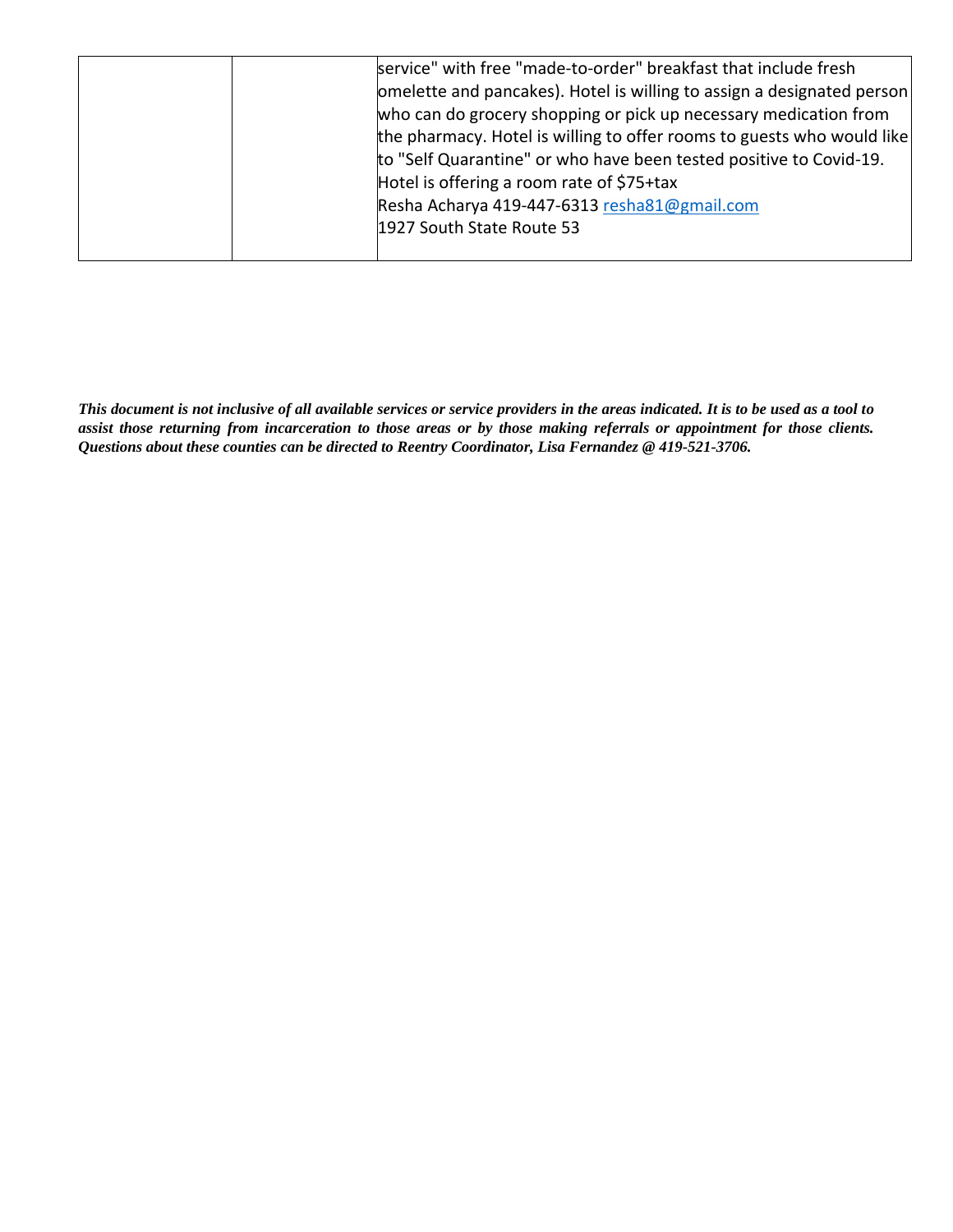| | | |
|---|---|---|
| | | service" with free "made-to-order" breakfast that include fresh omelette and pancakes). Hotel is willing to assign a designated person who can do grocery shopping or pick up necessary medication from the pharmacy. Hotel is willing to offer rooms to guests who would like to "Self Quarantine" or who have been tested positive to Covid-19. Hotel is offering a room rate of $75+tax Resha Acharya 419-447-6313 resha81@gmail.com 1927 South State Route 53 |

***This document is not inclusive of all available services or service providers in the areas indicated. It is to be used as a tool to assist those returning from incarceration to those areas or by those making referrals or appointment for those clients. Questions about these counties can be directed to Reentry Coordinator, Lisa Fernandez @ 419-521-3706.***